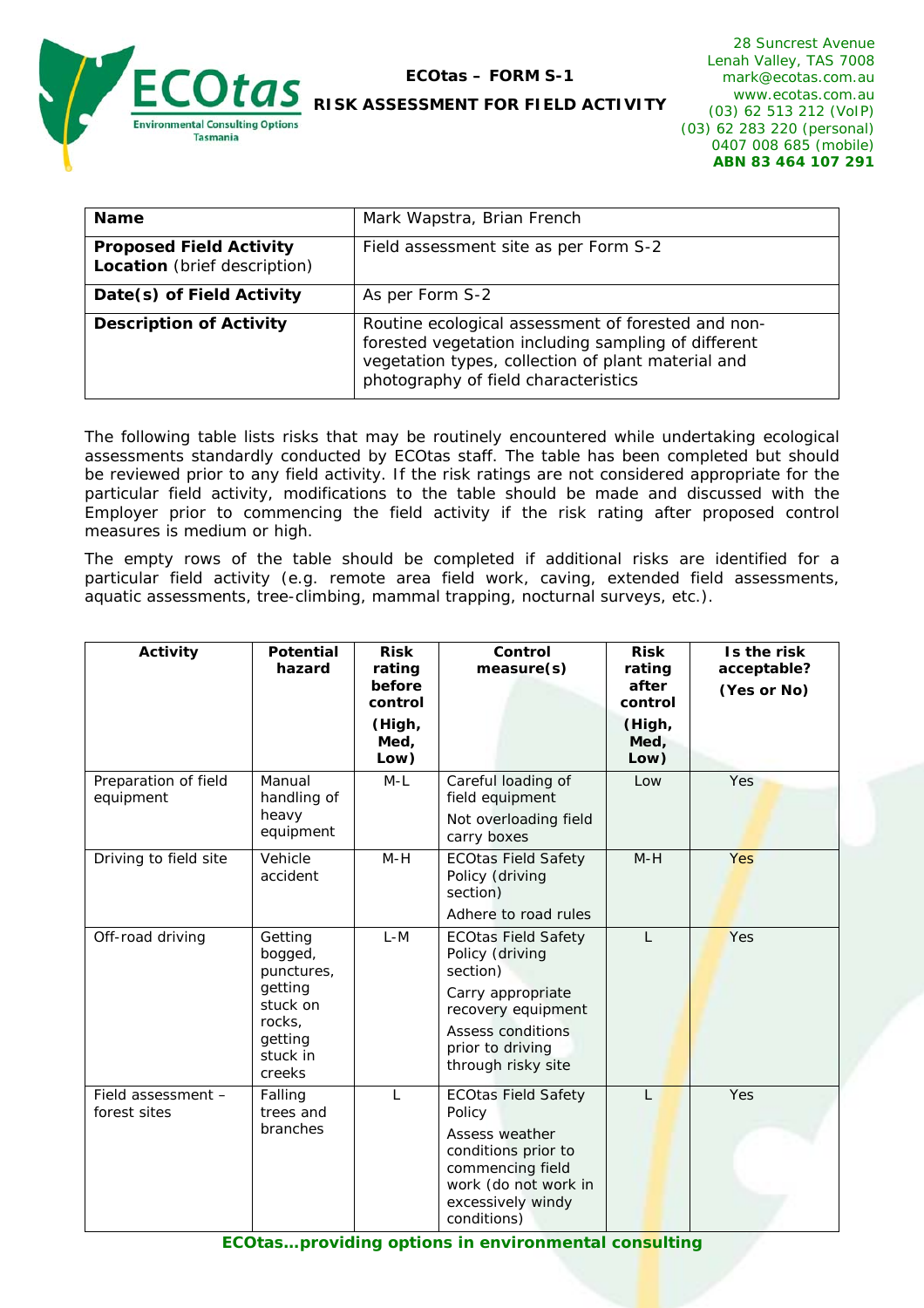ECOtas Environmental Consulting Options Tasmania

28 Suncrest Avenue
Lenah Valley, TAS 7008
mark@ecotas.com.au
www.ecotas.com.au
(03) 62 513 212 (VoIP)
(03) 62 283 220 (personal)
0407 008 685 (mobile)
**ABN 83 464 107 291**

**ECOtas – FORM S-1**

**RISK ASSESSMENT FOR FIELD ACTIVITY**

| | |
|---|---|
| **Name** | Mark Wapstra, Brian French |
| **Proposed Field Activity Location** (brief description) | Field assessment site as per Form S-2 |
| **Date(s) of Field Activity** | As per Form S-2 |
| **Description of Activity** | Routine ecological assessment of forested and non-forested vegetation including sampling of different vegetation types, collection of plant material and photography of field characteristics |

The following table lists risks that may be routinely encountered while undertaking ecological assessments standardly conducted by ECOtas staff. The table has been completed but should be reviewed prior to any field activity. If the risk ratings are not considered appropriate for the particular field activity, modifications to the table should be made and discussed with the Employer prior to commencing the field activity if the risk rating after proposed control measures is medium or high.

The empty rows of the table should be completed if additional risks are identified for a particular field activity (e.g. remote area field work, caving, extended field assessments, aquatic assessments, tree-climbing, mammal trapping, nocturnal surveys, etc.).

| Activity | Potential hazard | Risk rating before control (High, Med, Low) | Control measure(s) | Risk rating after control (High, Med, Low) | Is the risk acceptable? (Yes or No) |
|---|---|---|---|---|---|
| Preparation of field equipment | Manual handling of heavy equipment | M-L | Careful loading of field equipment<br>Not overloading field carry boxes | Low | Yes |
| Driving to field site | Vehicle accident | M-H | ECOtas Field Safety Policy (driving section)<br>Adhere to road rules | M-H | Yes |
| Off-road driving | Getting bogged, punctures, getting stuck on rocks, getting stuck in creeks | L-M | ECOtas Field Safety Policy (driving section)<br>Carry appropriate recovery equipment<br>Assess conditions prior to driving through risky site | L | Yes |
| Field assessment – forest sites | Falling trees and branches | L | ECOtas Field Safety Policy<br>Assess weather conditions prior to commencing field work (do not work in excessively windy conditions) | L | Yes |

**ECOtas…providing options in environmental consulting**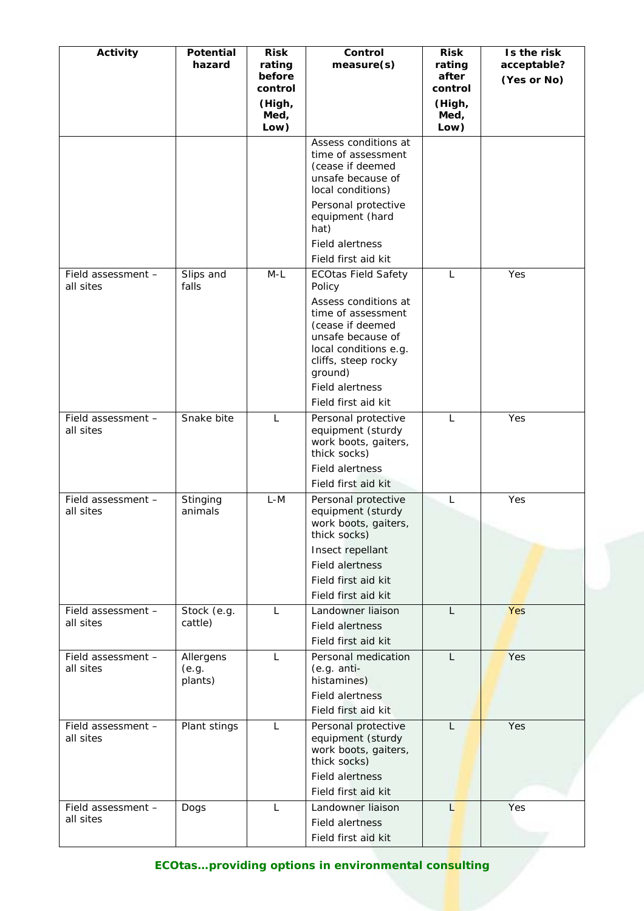| Activity | Potential hazard | Risk rating before control (High, Med, Low) | Control measure(s) | Risk rating after control (High, Med, Low) | Is the risk acceptable? (Yes or No) |
|---|---|---|---|---|---|
| | | | Assess conditions at time of assessment (cease if deemed unsafe because of local conditions)<br>Personal protective equipment (hard hat)<br>Field alertness<br>Field first aid kit | | |
| Field assessment – all sites | Slips and falls | M-L | ECOtas Field Safety Policy<br>Assess conditions at time of assessment (cease if deemed unsafe because of local conditions e.g. cliffs, steep rocky ground)<br>Field alertness<br>Field first aid kit | L | Yes |
| Field assessment – all sites | Snake bite | L | Personal protective equipment (sturdy work boots, gaiters, thick socks)<br>Field alertness<br>Field first aid kit | L | Yes |
| Field assessment – all sites | Stinging animals | L-M | Personal protective equipment (sturdy work boots, gaiters, thick socks)<br>Insect repellant<br>Field alertness<br>Field first aid kit<br>Field first aid kit | L | Yes |
| Field assessment – all sites | Stock (e.g. cattle) | L | Landowner liaison<br>Field alertness<br>Field first aid kit | L | Yes |
| Field assessment – all sites | Allergens (e.g. plants) | L | Personal medication (e.g. anti-histamines)<br>Field alertness<br>Field first aid kit | L | Yes |
| Field assessment – all sites | Plant stings | L | Personal protective equipment (sturdy work boots, gaiters, thick socks)<br>Field alertness<br>Field first aid kit | L | Yes |
| Field assessment – all sites | Dogs | L | Landowner liaison<br>Field alertness<br>Field first aid kit | L | Yes |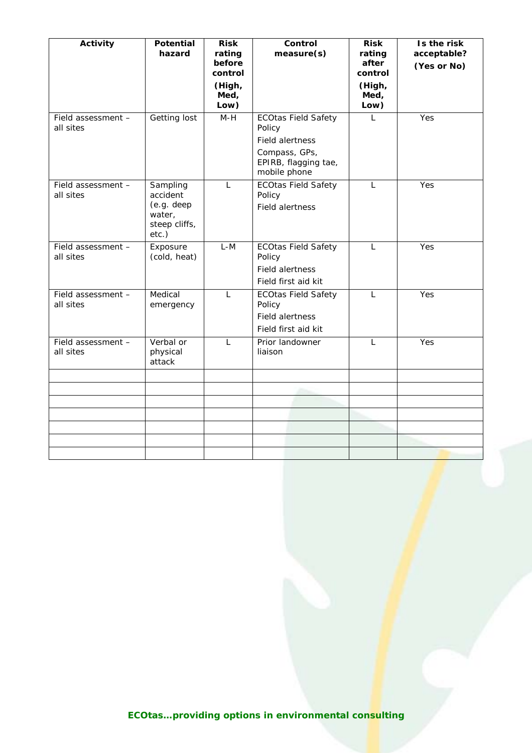| Activity | Potential hazard | Risk rating before control (High, Med, Low) | Control measure(s) | Risk rating after control (High, Med, Low) | Is the risk acceptable? (Yes or No) |
|---|---|---|---|---|---|
| Field assessment – all sites | Getting lost | M-H | ECOtas Field Safety Policy<br>Field alertness<br>Compass, GPs, EPIRB, flagging tae, mobile phone | L | Yes |
| Field assessment – all sites | Sampling accident (e.g. deep water, steep cliffs, etc.) | L | ECOtas Field Safety Policy<br>Field alertness | L | Yes |
| Field assessment – all sites | Exposure (cold, heat) | L-M | ECOtas Field Safety Policy<br>Field alertness<br>Field first aid kit | L | Yes |
| Field assessment – all sites | Medical emergency | L | ECOtas Field Safety Policy<br>Field alertness<br>Field first aid kit | L | Yes |
| Field assessment – all sites | Verbal or physical attack | L | Prior landowner liaison | L | Yes |
| | | | | | |
| | | | | | |
| | | | | | |
| | | | | | |
| | | | | | |
| | | | | | |
| | | | | | |

**ECOtas…providing options in environmental consulting**